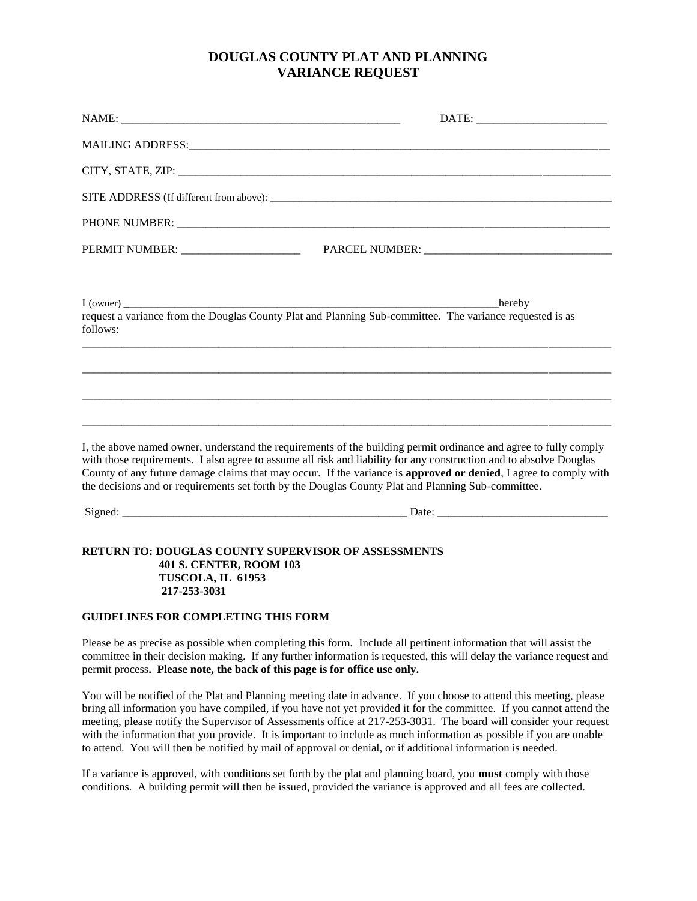# DOUGLAS COUNTY PLAT AND PLANNING
# VARIANCE REQUEST

NAME: ________________________________________________ DATE: ______________________

MAILING ADDRESS:_____________________________________________________________________________

CITY, STATE, ZIP: ____________________________________________________________________________

SITE ADDRESS (If different from above): _______________________________________________________________

PHONE NUMBER: _______________________________________________________________________________

PERMIT NUMBER: _____________________ PARCEL NUMBER: ________________________________

I (owner) _______________________________________________________________________hereby request a variance from the Douglas County Plat and Planning Sub-committee. The variance requested is as follows:

_____________________________________________________________________________________________

_____________________________________________________________________________________________

_____________________________________________________________________________________________

_____________________________________________________________________________________________

I, the above named owner, understand the requirements of the building permit ordinance and agree to fully comply with those requirements. I also agree to assume all risk and liability for any construction and to absolve Douglas County of any future damage claims that may occur. If the variance is **approved or denied**, I agree to comply with the decisions and or requirements set forth by the Douglas County Plat and Planning Sub-committee.

Signed: ____________________________________________________ Date: ______________________________

**RETURN TO: DOUGLAS COUNTY SUPERVISOR OF ASSESSMENTS**
**401 S. CENTER, ROOM 103**
**TUSCOLA, IL 61953**
**217-253-3031**

**GUIDELINES FOR COMPLETING THIS FORM**

Please be as precise as possible when completing this form. Include all pertinent information that will assist the committee in their decision making. If any further information is requested, this will delay the variance request and permit process**. Please note, the back of this page is for office use only.**

You will be notified of the Plat and Planning meeting date in advance. If you choose to attend this meeting, please bring all information you have compiled, if you have not yet provided it for the committee. If you cannot attend the meeting, please notify the Supervisor of Assessments office at 217-253-3031. The board will consider your request with the information that you provide. It is important to include as much information as possible if you are unable to attend. You will then be notified by mail of approval or denial, or if additional information is needed.

If a variance is approved, with conditions set forth by the plat and planning board, you **must** comply with those conditions. A building permit will then be issued, provided the variance is approved and all fees are collected.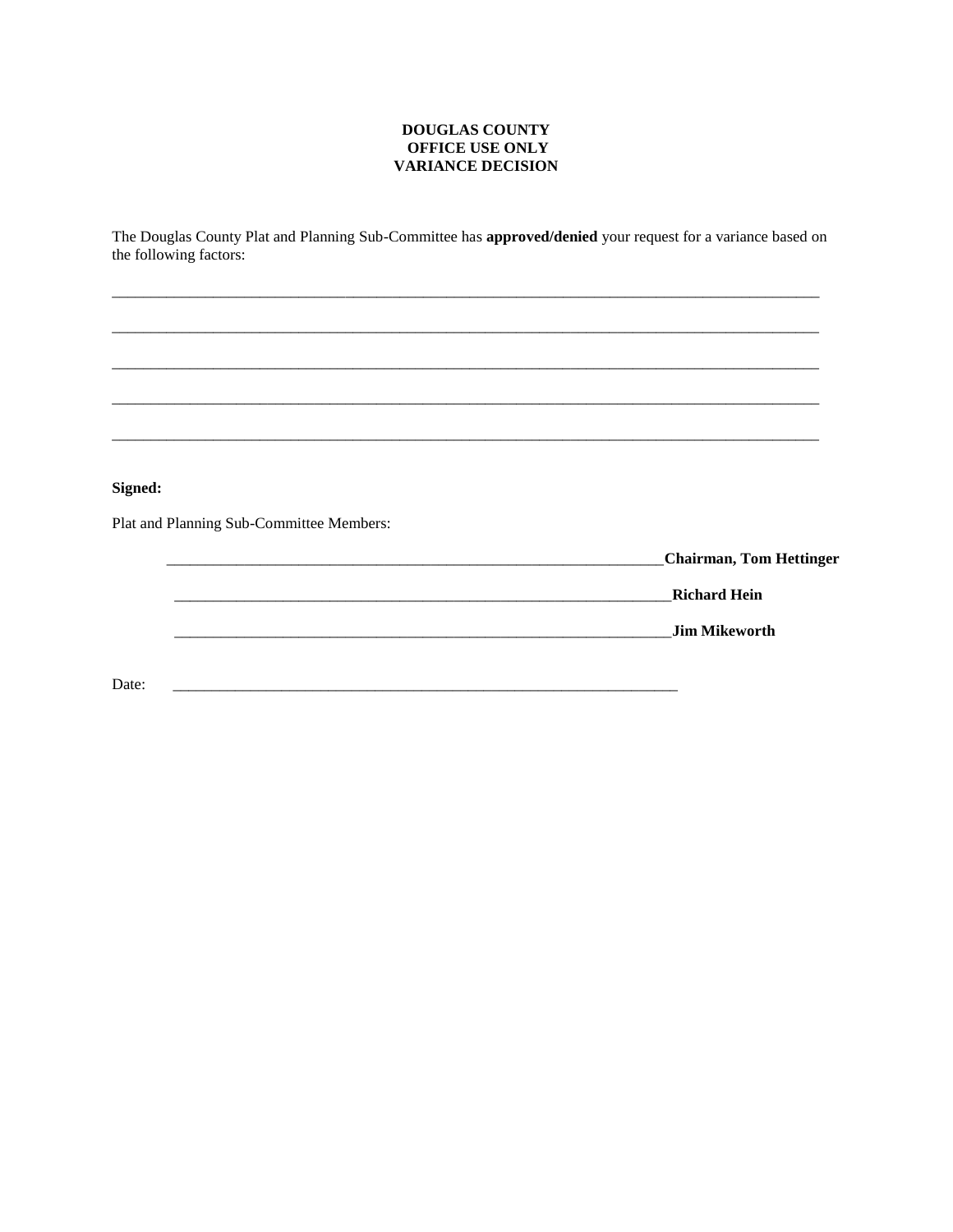**DOUGLAS COUNTY**
**OFFICE USE ONLY**
**VARIANCE DECISION**

The Douglas County Plat and Planning Sub-Committee has **approved/denied** your request for a variance based on the following factors:

_______________________________________________________________________________________________

_______________________________________________________________________________________________

_______________________________________________________________________________________________

_______________________________________________________________________________________________

_______________________________________________________________________________________________

**Signed:**

Plat and Planning Sub-Committee Members:

_______________________________________________________________**Chairman, Tom Hettinger**

_______________________________________________________________**Richard Hein**

_______________________________________________________________**Jim Mikeworth**

Date: _______________________________________________________________